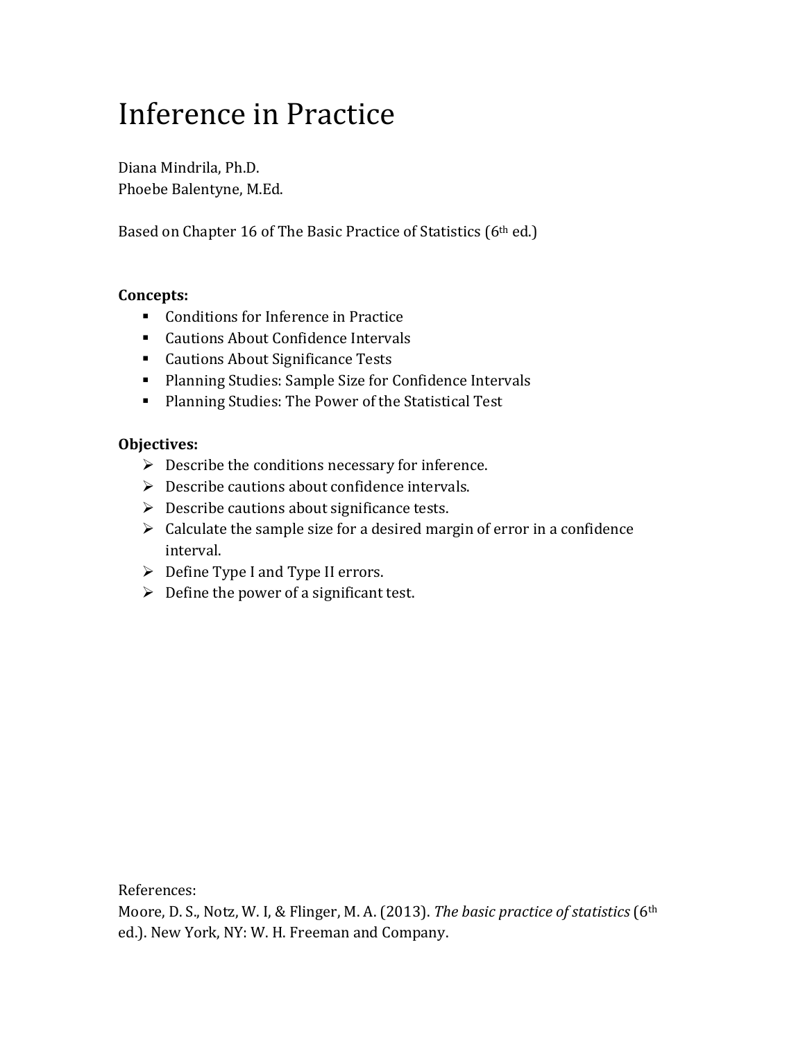# Inference in Practice

Diana Mindrila, Ph.D.
Phoebe Balentyne, M.Ed.

Based on Chapter 16 of The Basic Practice of Statistics (6th ed.)

**Concepts:**

- Conditions for Inference in Practice
- Cautions About Confidence Intervals
- Cautions About Significance Tests
- Planning Studies: Sample Size for Confidence Intervals
- Planning Studies: The Power of the Statistical Test

**Objectives:**

- Describe the conditions necessary for inference.
- Describe cautions about confidence intervals.
- Describe cautions about significance tests.
- Calculate the sample size for a desired margin of error in a confidence interval.
- Define Type I and Type II errors.
- Define the power of a significant test.

References:
Moore, D. S., Notz, W. I, & Flinger, M. A. (2013). *The basic practice of statistics* (6th ed.). New York, NY: W. H. Freeman and Company.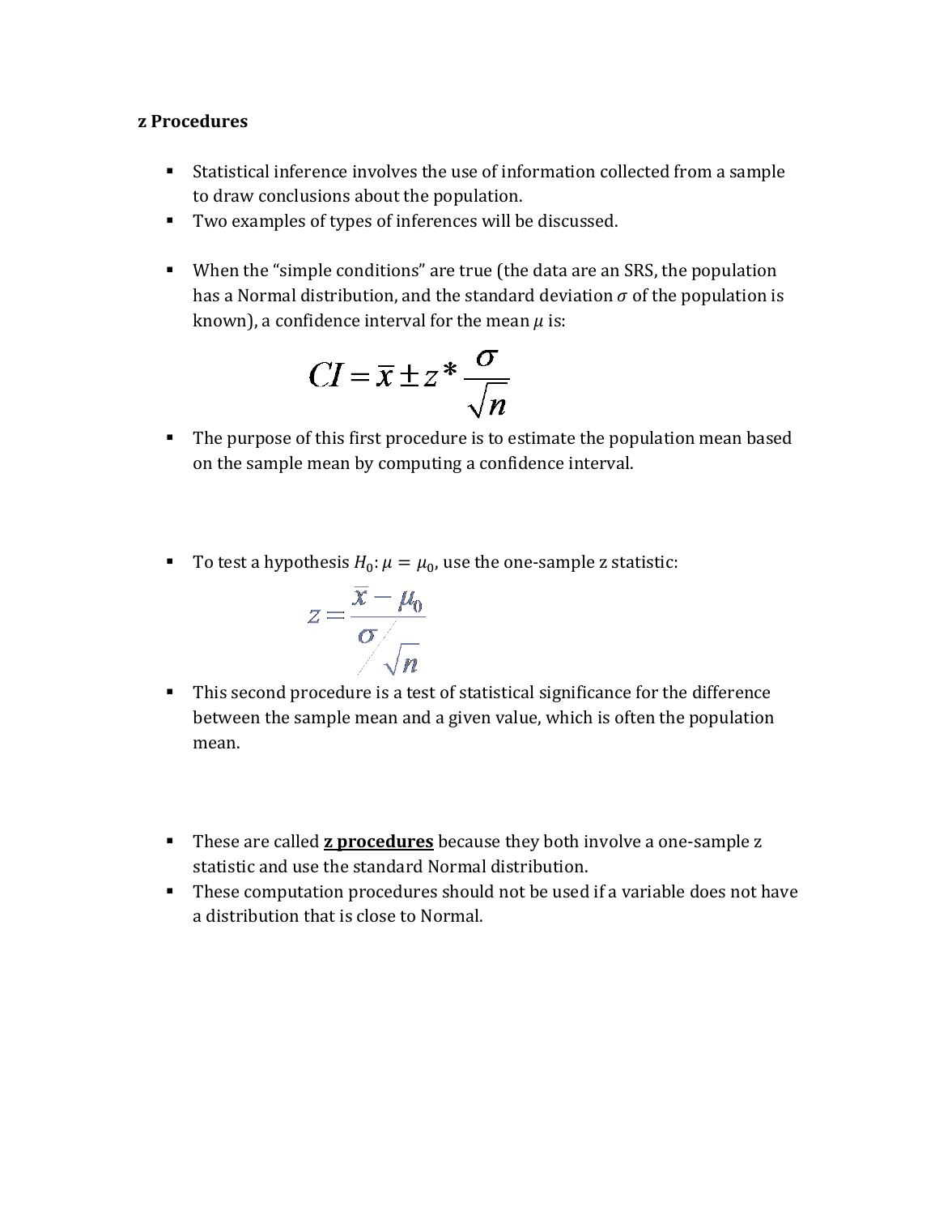**z Procedures**

- Statistical inference involves the use of information collected from a sample to draw conclusions about the population.
- Two examples of types of inferences will be discussed.

- When the "simple conditions" are true (the data are an SRS, the population has a Normal distribution, and the standard deviation $\sigma$ of the population is known), a confidence interval for the mean $\mu$ is:

$$CI = \bar{x} \pm z^* \frac{\sigma}{\sqrt{n}}$$

- The purpose of this first procedure is to estimate the population mean based on the sample mean by computing a confidence interval.

- To test a hypothesis $H_0: \mu = \mu_0$, use the one-sample z statistic:

$$z = \frac{\bar{x} - \mu_0}{\sigma / \sqrt{n}}$$

- This second procedure is a test of statistical significance for the difference between the sample mean and a given value, which is often the population mean.

- These are called **z procedures** because they both involve a one-sample z statistic and use the standard Normal distribution.
- These computation procedures should not be used if a variable does not have a distribution that is close to Normal.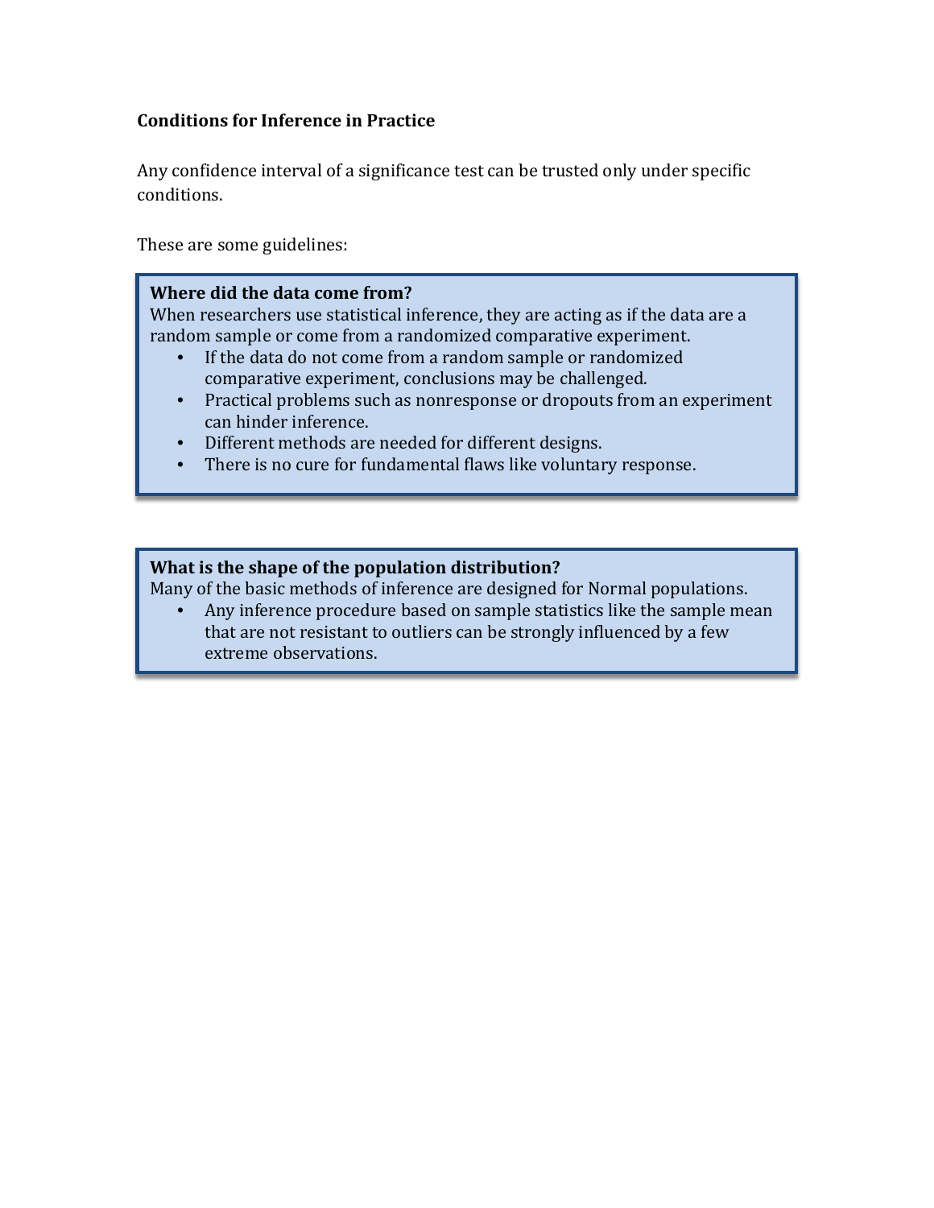**Conditions for Inference in Practice**

Any confidence interval of a significance test can be trusted only under specific conditions.

These are some guidelines:

**Where did the data come from?**
When researchers use statistical inference, they are acting as if the data are a random sample or come from a randomized comparative experiment.

- If the data do not come from a random sample or randomized comparative experiment, conclusions may be challenged.
- Practical problems such as nonresponse or dropouts from an experiment can hinder inference.
- Different methods are needed for different designs.
- There is no cure for fundamental flaws like voluntary response.

**What is the shape of the population distribution?**
Many of the basic methods of inference are designed for Normal populations.

- Any inference procedure based on sample statistics like the sample mean that are not resistant to outliers can be strongly influenced by a few extreme observations.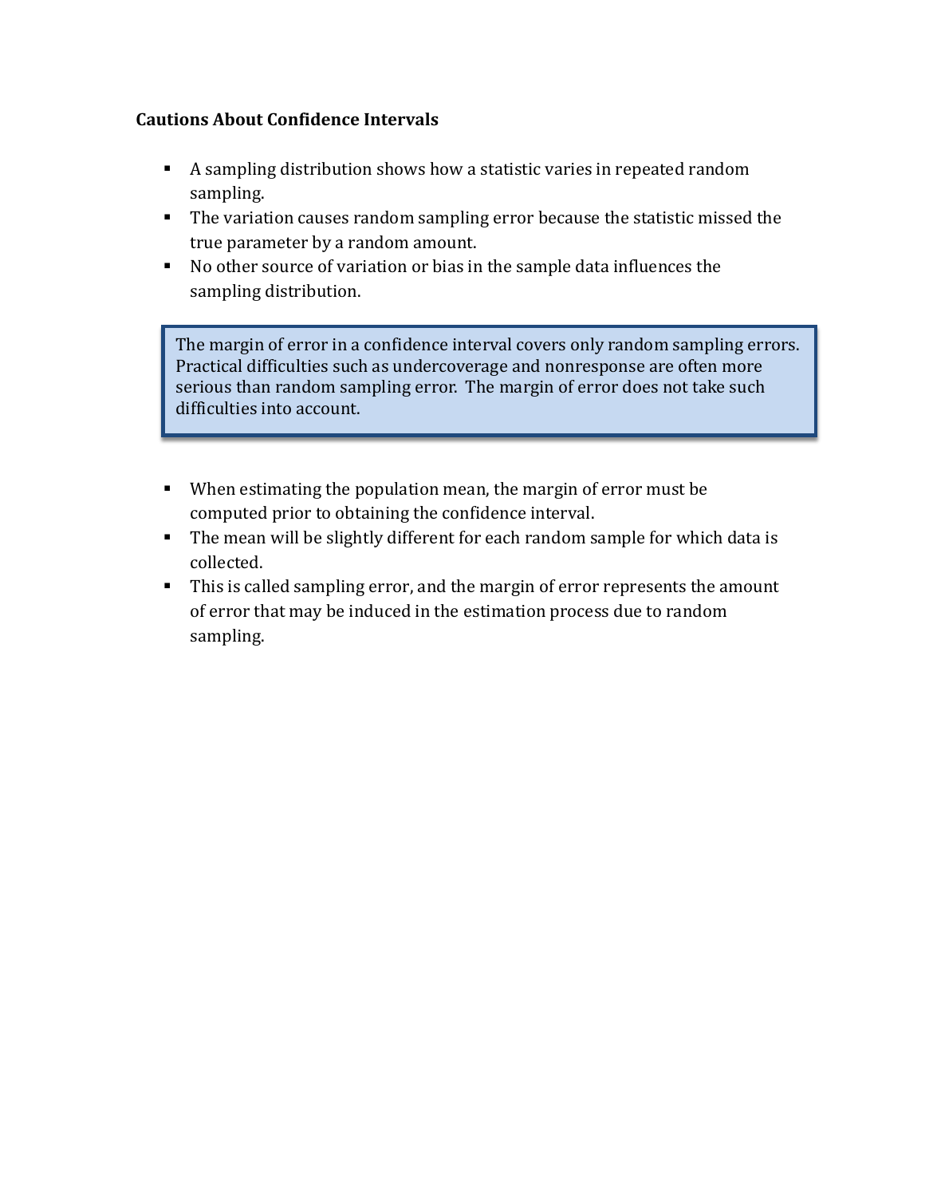**Cautions About Confidence Intervals**

- A sampling distribution shows how a statistic varies in repeated random sampling.
- The variation causes random sampling error because the statistic missed the true parameter by a random amount.
- No other source of variation or bias in the sample data influences the sampling distribution.

> The margin of error in a confidence interval covers only random sampling errors. Practical difficulties such as undercoverage and nonresponse are often more serious than random sampling error. The margin of error does not take such difficulties into account.

- When estimating the population mean, the margin of error must be computed prior to obtaining the confidence interval.
- The mean will be slightly different for each random sample for which data is collected.
- This is called sampling error, and the margin of error represents the amount of error that may be induced in the estimation process due to random sampling.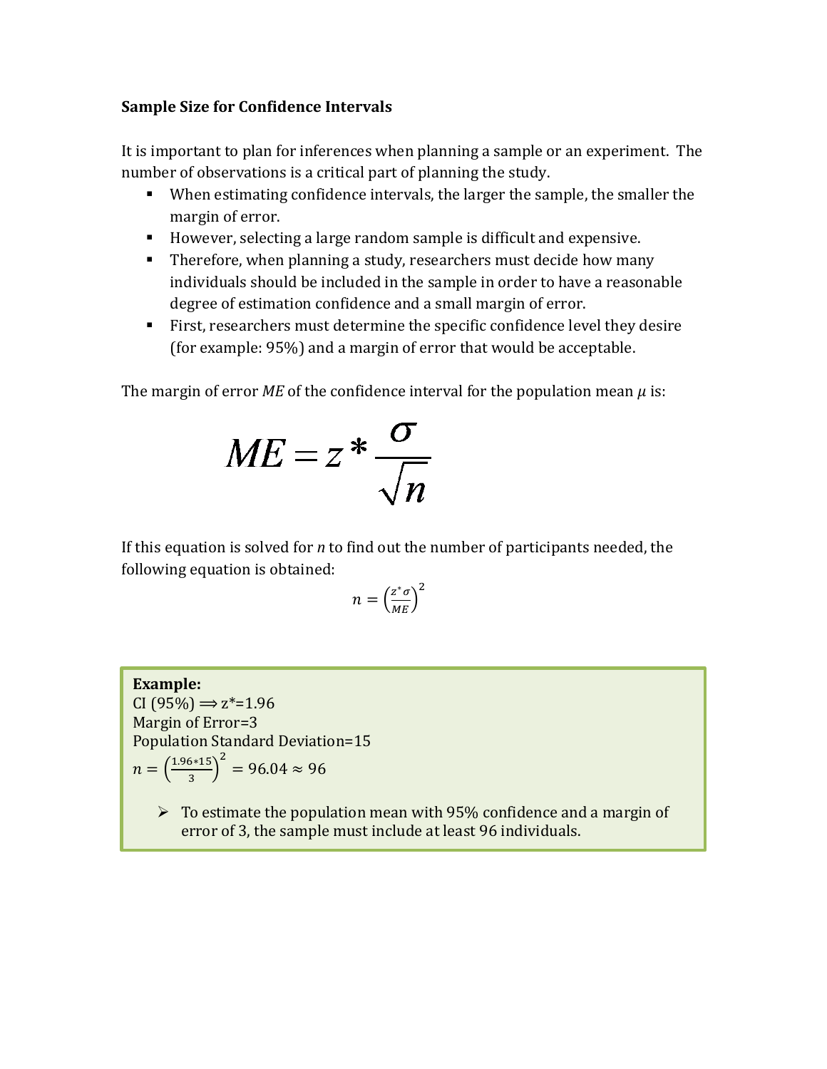**Sample Size for Confidence Intervals**

It is important to plan for inferences when planning a sample or an experiment. The number of observations is a critical part of planning the study.

- When estimating confidence intervals, the larger the sample, the smaller the margin of error.
- However, selecting a large random sample is difficult and expensive.
- Therefore, when planning a study, researchers must decide how many individuals should be included in the sample in order to have a reasonable degree of estimation confidence and a small margin of error.
- First, researchers must determine the specific confidence level they desire (for example: 95%) and a margin of error that would be acceptable.

The margin of error *ME* of the confidence interval for the population mean $\mu$ is:

$$ME = z^* \frac{\sigma}{\sqrt{n}}$$

If this equation is solved for $n$ to find out the number of participants needed, the following equation is obtained:

$$n = \left(\frac{z^* \sigma}{ME}\right)^2$$

**Example:**
CI (95%) $\Longrightarrow$ z*=1.96
Margin of Error=3
Population Standard Deviation=15
$n = \left(\frac{1.96*15}{3}\right)^2 = 96.04 \approx 96$

- To estimate the population mean with 95% confidence and a margin of error of 3, the sample must include at least 96 individuals.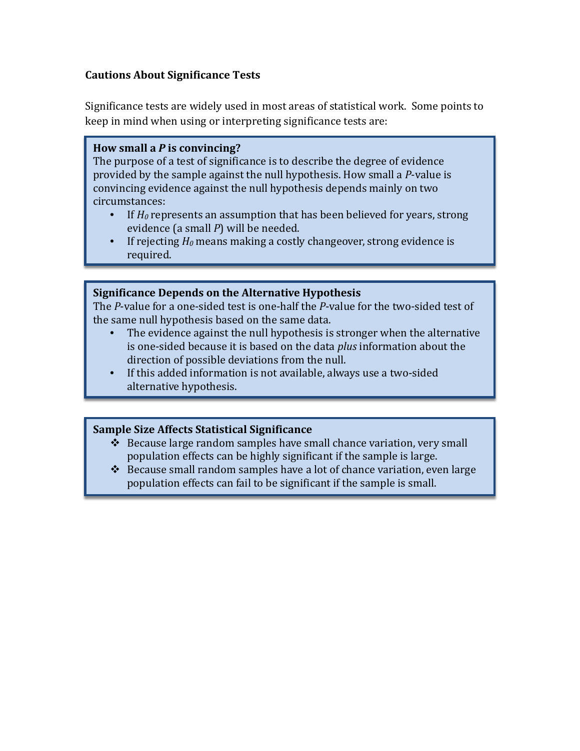**Cautions About Significance Tests**

Significance tests are widely used in most areas of statistical work. Some points to keep in mind when using or interpreting significance tests are:

**How small a *P* is convincing?**

The purpose of a test of significance is to describe the degree of evidence provided by the sample against the null hypothesis. How small a *P*-value is convincing evidence against the null hypothesis depends mainly on two circumstances:

- If $H_0$ represents an assumption that has been believed for years, strong evidence (a small *P*) will be needed.
- If rejecting $H_0$ means making a costly changeover, strong evidence is required.

**Significance Depends on the Alternative Hypothesis**

The *P*-value for a one-sided test is one-half the *P*-value for the two-sided test of the same null hypothesis based on the same data.

- The evidence against the null hypothesis is stronger when the alternative is one-sided because it is based on the data *plus* information about the direction of possible deviations from the null.
- If this added information is not available, always use a two-sided alternative hypothesis.

**Sample Size Affects Statistical Significance**

- Because large random samples have small chance variation, very small population effects can be highly significant if the sample is large.
- Because small random samples have a lot of chance variation, even large population effects can fail to be significant if the sample is small.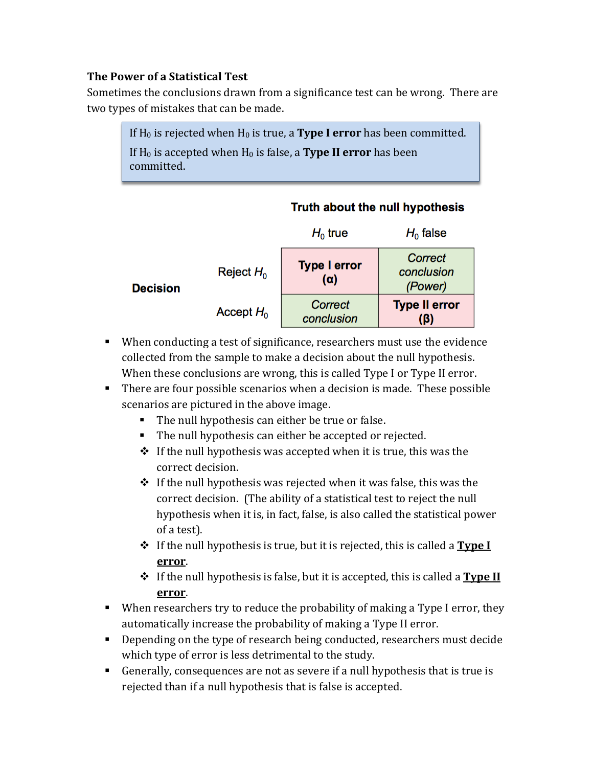**The Power of a Statistical Test**

Sometimes the conclusions drawn from a significance test can be wrong. There are two types of mistakes that can be made.

> If $H_0$ is rejected when $H_0$ is true, a **Type I error** has been committed.
>
> If $H_0$ is accepted when $H_0$ is false, a **Type II error** has been committed.

**Truth about the null hypothesis**

| **Decision** | | $H_0$ true | $H_0$ false |
|---|---|---|---|
| | Reject $H_0$ | **Type I error ($\alpha$)** | *Correct conclusion (Power)* |
| | Accept $H_0$ | *Correct conclusion* | **Type II error ($\beta$)** |

- When conducting a test of significance, researchers must use the evidence collected from the sample to make a decision about the null hypothesis. When these conclusions are wrong, this is called Type I or Type II error.
- There are four possible scenarios when a decision is made. These possible scenarios are pictured in the above image.
  - The null hypothesis can either be true or false.
  - The null hypothesis can either be accepted or rejected.
  - If the null hypothesis was accepted when it is true, this was the correct decision.
  - If the null hypothesis was rejected when it was false, this was the correct decision. (The ability of a statistical test to reject the null hypothesis when it is, in fact, false, is also called the statistical power of a test).
  - If the null hypothesis is true, but it is rejected, this is called a **Type I error**.
  - If the null hypothesis is false, but it is accepted, this is called a **Type II error**.
- When researchers try to reduce the probability of making a Type I error, they automatically increase the probability of making a Type II error.
- Depending on the type of research being conducted, researchers must decide which type of error is less detrimental to the study.
- Generally, consequences are not as severe if a null hypothesis that is true is rejected than if a null hypothesis that is false is accepted.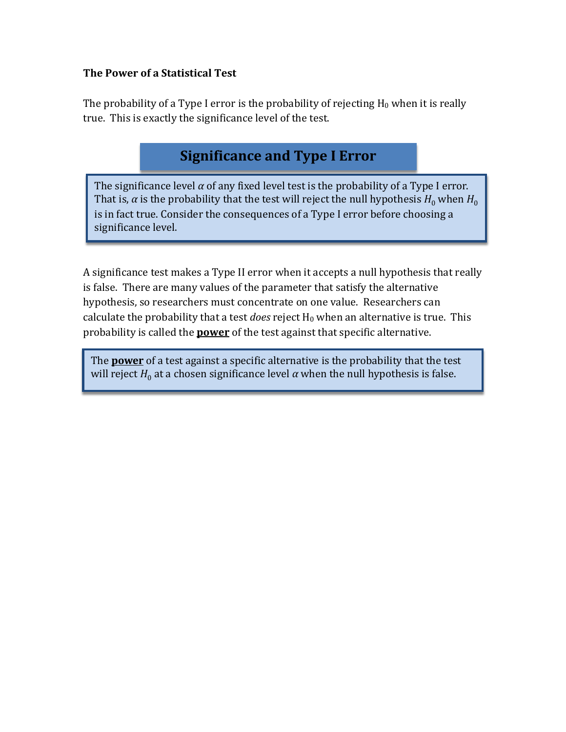**The Power of a Statistical Test**

The probability of a Type I error is the probability of rejecting $H_0$ when it is really true. This is exactly the significance level of the test.

### Significance and Type I Error

The significance level $\alpha$ of any fixed level test is the probability of a Type I error. That is, $\alpha$ is the probability that the test will reject the null hypothesis $H_0$ when $H_0$ is in fact true. Consider the consequences of a Type I error before choosing a significance level.

A significance test makes a Type II error when it accepts a null hypothesis that really is false. There are many values of the parameter that satisfy the alternative hypothesis, so researchers must concentrate on one value. Researchers can calculate the probability that a test *does* reject $H_0$ when an alternative is true. This probability is called the **power** of the test against that specific alternative.

The **power** of a test against a specific alternative is the probability that the test will reject $H_0$ at a chosen significance level $\alpha$ when the null hypothesis is false.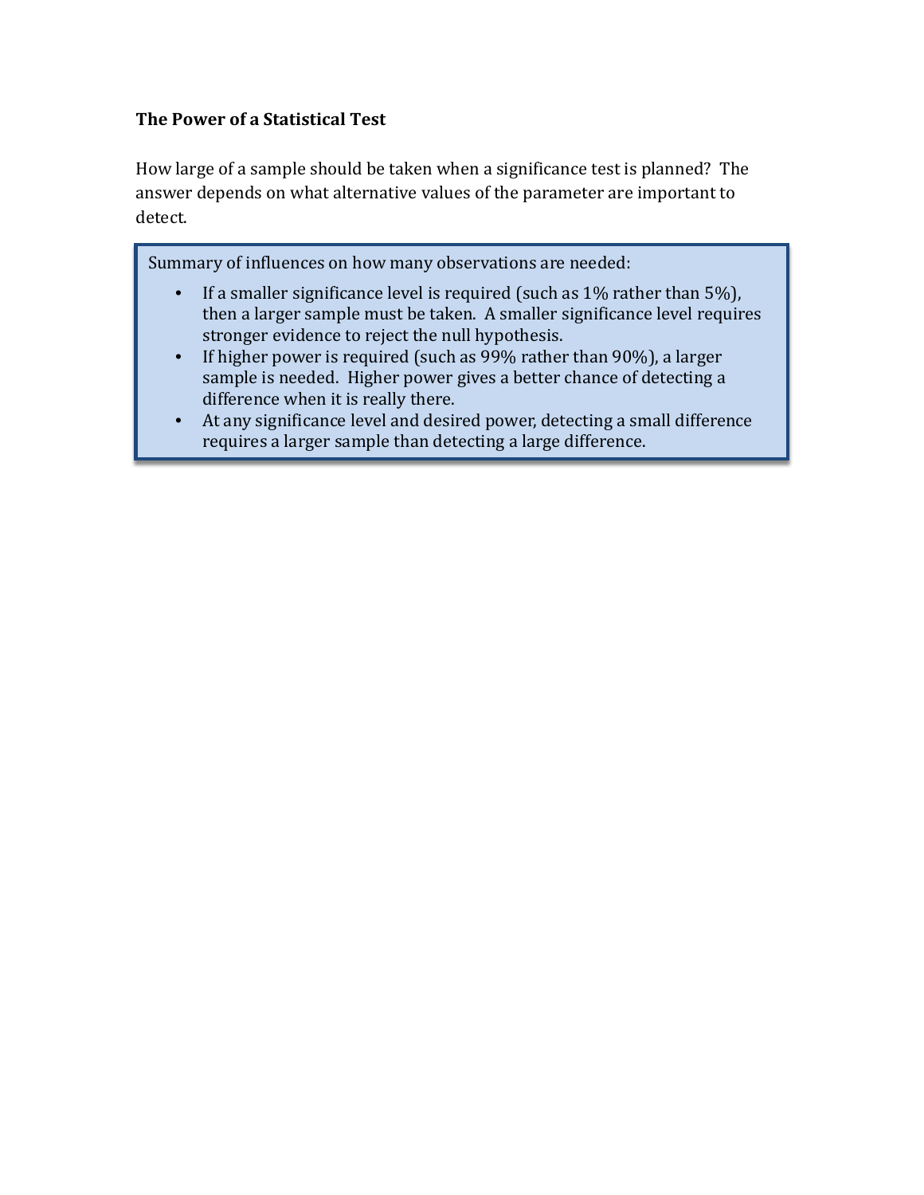**The Power of a Statistical Test**

How large of a sample should be taken when a significance test is planned? The answer depends on what alternative values of the parameter are important to detect.

> Summary of influences on how many observations are needed:
>
> - If a smaller significance level is required (such as 1% rather than 5%), then a larger sample must be taken. A smaller significance level requires stronger evidence to reject the null hypothesis.
> - If higher power is required (such as 99% rather than 90%), a larger sample is needed. Higher power gives a better chance of detecting a difference when it is really there.
> - At any significance level and desired power, detecting a small difference requires a larger sample than detecting a large difference.